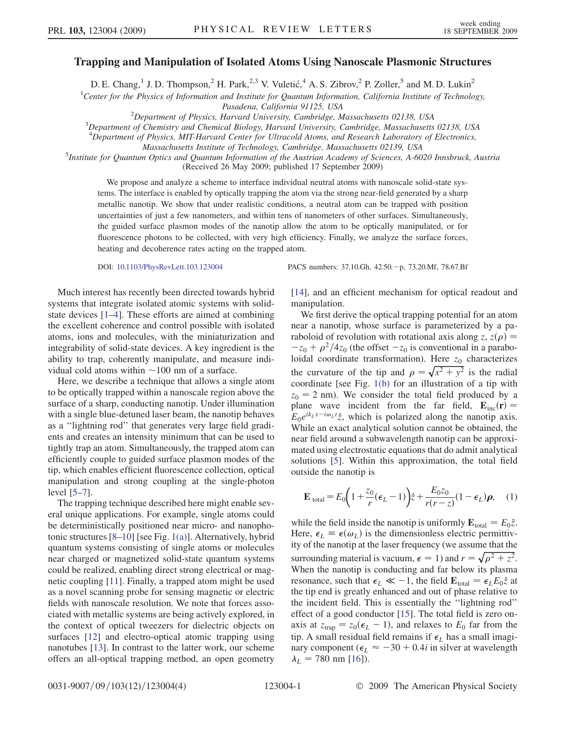# Trapping and Manipulation of Isolated Atoms Using Nanoscale Plasmonic Structures

D. E. Chang,[1] J. D. Thompson,[2] H. Park,[2,3] V. Vuletić,[4] A. S. Zibrov,[2] P. Zoller,[5] and M. D. Lukin[2]

[1]*Center for the Physics of Information and Institute for Quantum Information, California Institute of Technology, Pasadena, California 91125, USA*

[2]*Department of Physics, Harvard University, Cambridge, Massachusetts 02138, USA*

[3]*Department of Chemistry and Chemical Biology, Harvard University, Cambridge, Massachusetts 02138, USA*

[4]*Department of Physics, MIT-Harvard Center for Ultracold Atoms, and Research Laboratory of Electronics, Massachusetts Institute of Technology, Cambridge, Massachusetts 02139, USA*

[5]*Institute for Quantum Optics and Quantum Information of the Austrian Academy of Sciences, A-6020 Innsbruck, Austria*

(Received 26 May 2009; published 17 September 2009)

We propose and analyze a scheme to interface individual neutral atoms with nanoscale solid-state systems. The interface is enabled by optically trapping the atom via the strong near-field generated by a sharp metallic nanotip. We show that under realistic conditions, a neutral atom can be trapped with position uncertainties of just a few nanometers, and within tens of nanometers of other surfaces. Simultaneously, the guided surface plasmon modes of the nanotip allow the atom to be optically manipulated, or for fluorescence photons to be collected, with very high efficiency. Finally, we analyze the surface forces, heating and decoherence rates acting on the trapped atom.

DOI: 10.1103/PhysRevLett.103.123004 PACS numbers: 37.10.Gh, 42.50.−p, 73.20.Mf, 78.67.Bf

Much interest has recently been directed towards hybrid systems that integrate isolated atomic systems with solid-state devices [1–4]. These efforts are aimed at combining the excellent coherence and control possible with isolated atoms, ions and molecules, with the miniaturization and integrability of solid-state devices. A key ingredient is the ability to trap, coherently manipulate, and measure individual cold atoms within ~100 nm of a surface.

Here, we describe a technique that allows a single atom to be optically trapped within a nanoscale region above the surface of a sharp, conducting nanotip. Under illumination with a single blue-detuned laser beam, the nanotip behaves as a "lightning rod" that generates very large field gradients and creates an intensity minimum that can be used to tightly trap an atom. Simultaneously, the trapped atom can efficiently couple to guided surface plasmon modes of the tip, which enables efficient fluorescence collection, optical manipulation and strong coupling at the single-photon level [5–7].

The trapping technique described here might enable several unique applications. For example, single atoms could be deterministically positioned near micro- and nanophotonic structures [8–10] [see Fig. 1(a)]. Alternatively, hybrid quantum systems consisting of single atoms or molecules near charged or magnetized solid-state quantum systems could be realized, enabling direct strong electrical or magnetic coupling [11]. Finally, a trapped atom might be used as a novel scanning probe for sensing magnetic or electric fields with nanoscale resolution. We note that forces associated with metallic systems are being actively explored, in the context of optical tweezers for dielectric objects on surfaces [12] and electro-optical atomic trapping using nanotubes [13]. In contrast to the latter work, our scheme offers an all-optical trapping method, an open geometry [14], and an efficient mechanism for optical readout and manipulation.

We first derive the optical trapping potential for an atom near a nanotip, whose surface is parameterized by a paraboloid of revolution with rotational axis along $z$, $z(\rho) = -z_0 + \rho^2/4z_0$ (the offset $-z_0$ is conventional in a paraboloidal coordinate transformation). Here $z_0$ characterizes the curvature of the tip and $\rho = \sqrt{x^2+y^2}$ is the radial coordinate [see Fig. 1(b) for an illustration of a tip with $z_0 = 2$ nm). We consider the total field produced by a plane wave incident from the far field, $\mathbf{E}_{\text{inc}}(\mathbf{r}) = E_0 e^{ik_L x - i\omega_L t}\hat{z}$, which is polarized along the nanotip axis. While an exact analytical solution cannot be obtained, the near field around a subwavelength nanotip can be approximated using electrostatic equations that do admit analytical solutions [5]. Within this approximation, the total field outside the nanotip is

$$\mathbf{E}_{\text{total}} = E_0\left(1 + \frac{z_0}{r}(\epsilon_L - 1)\right)\hat{z} + \frac{E_0 z_0}{r(r-z)}(1-\epsilon_L)\boldsymbol{\rho}, \quad (1)$$

while the field inside the nanotip is uniformly $\mathbf{E}_{\text{total}} = E_0\hat{z}$. Here, $\epsilon_L \equiv \epsilon(\omega_L)$ is the dimensionless electric permittivity of the nanotip at the laser frequency (we assume that the surrounding material is vacuum, $\epsilon = 1$) and $r = \sqrt{\rho^2 + z^2}$. When the nanotip is conducting and far below its plasma resonance, such that $\epsilon_L \ll -1$, the field $\mathbf{E}_{\text{total}} = \epsilon_L E_0 \hat{z}$ at the tip end is greatly enhanced and out of phase relative to the incident field. This is essentially the "lightning rod" effect of a good conductor [15]. The total field is zero on-axis at $z_{\text{trap}} = z_0(\epsilon_L - 1)$, and relaxes to $E_0$ far from the tip. A small residual field remains if $\epsilon_L$ has a small imaginary component ($\epsilon_L \approx -30 + 0.4i$ in silver at wavelength $\lambda_L = 780$ nm [16]).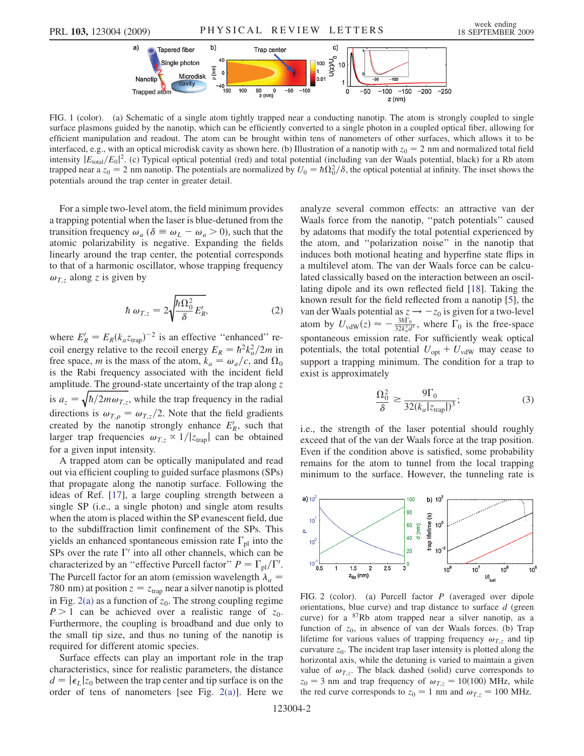FIG. 1 (color). (a) Schematic of a single atom tightly trapped near a conducting nanotip. The atom is strongly coupled to single surface plasmons guided by the nanotip, which can be efficiently converted to a single photon in a coupled optical fiber, allowing for efficient manipulation and readout. The atom can be brought within tens of nanometers of other surfaces, which allows it to be interfaced, e.g., with an optical microdisk cavity as shown here. (b) Illustration of a nanotip with $z_0 = 2$ nm and normalized total field intensity $|E_{\text{total}}/E_0|^2$. (c) Typical optical potential (red) and total potential (including van der Waals potential, black) for a Rb atom trapped near a $z_0 = 2$ nm nanotip. The potentials are normalized by $U_0 = \hbar\Omega_0^2/\delta$, the optical potential at infinity. The inset shows the potentials around the trap center in greater detail.

For a simple two-level atom, the field minimum provides a trapping potential when the laser is blue-detuned from the transition frequency $\omega_a$ ($\delta \equiv \omega_L - \omega_a > 0$), such that the atomic polarizability is negative. Expanding the fields linearly around the trap center, the potential corresponds to that of a harmonic oscillator, whose trapping frequency $\omega_{T,z}$ along $z$ is given by

$$\hbar\,\omega_{T,z} = 2\sqrt{\frac{\hbar\Omega_0^2}{\delta}E_R'}, \tag{2}$$

where $E_R' = E_R(k_a z_{\text{trap}})^{-2}$ is an effective "enhanced" recoil energy relative to the recoil energy $E_R = \hbar^2 k_a^2/2m$ in free space, $m$ is the mass of the atom, $k_a = \omega_a/c$, and $\Omega_0$ is the Rabi frequency associated with the incident field amplitude. The ground-state uncertainty of the trap along $z$ is $a_z = \sqrt{\hbar/2m\omega_{T,z}}$, while the trap frequency in the radial directions is $\omega_{T,\rho} = \omega_{T,z}/2$. Note that the field gradients created by the nanotip strongly enhance $E_R'$, such that larger trap frequencies $\omega_{T,z} \propto 1/|z_{\text{trap}}|$ can be obtained for a given input intensity.

A trapped atom can be optically manipulated and read out via efficient coupling to guided surface plasmons (SPs) that propagate along the nanotip surface. Following the ideas of Ref. [17], a large coupling strength between a single SP (i.e., a single photon) and single atom results when the atom is placed within the SP evanescent field, due to the subdiffraction limit confinement of the SPs. This yields an enhanced spontaneous emission rate $\Gamma_{\text{pl}}$ into the SPs over the rate $\Gamma'$ into all other channels, which can be characterized by an "effective Purcell factor" $P = \Gamma_{\text{pl}}/\Gamma'$. The Purcell factor for an atom (emission wavelength $\lambda_a = 780$ nm) at position $z = z_{\text{trap}}$ near a silver nanotip is plotted in Fig. 2(a) as a function of $z_0$. The strong coupling regime $P > 1$ can be achieved over a realistic range of $z_0$. Furthermore, the coupling is broadband and due only to the small tip size, and thus no tuning of the nanotip is required for different atomic species.

Surface effects can play an important role in the trap characteristics, since for realistic parameters, the distance $d = |\epsilon_L|z_0$ between the trap center and tip surface is on the order of tens of nanometers [see Fig. 2(a)]. Here we analyze several common effects: an attractive van der Waals force from the nanotip, "patch potentials" caused by adatoms that modify the total potential experienced by the atom, and "polarization noise" in the nanotip that induces both motional heating and hyperfine state flips in a multilevel atom. The van der Waals force can be calculated classically based on the interaction between an oscillating dipole and its own reflected field [18]. Taking the known result for the field reflected from a nanotip [5], the van der Waals potential as $z \to -z_0$ is given for a two-level atom by $U_{\text{vdW}}(z) \approx -\frac{3\hbar\Gamma_0}{32k_a^3 d^3}$, where $\Gamma_0$ is the free-space spontaneous emission rate. For sufficiently weak optical potentials, the total potential $U_{\text{opt}} + U_{\text{vdW}}$ may cease to support a trapping minimum. The condition for a trap to exist is approximately

$$\frac{\Omega_0^2}{\delta} \gtrsim \frac{9\Gamma_0}{32(k_a|z_{\text{trap}}|)^3}; \tag{3}$$

i.e., the strength of the laser potential should roughly exceed that of the van der Waals force at the trap position. Even if the condition above is satisfied, some probability remains for the atom to tunnel from the local trapping minimum to the surface. However, the tunneling rate is

FIG. 2 (color). (a) Purcell factor $P$ (averaged over dipole orientations, blue curve) and trap distance to surface $d$ (green curve) for a $^{87}$Rb atom trapped near a silver nanotip, as a function of $z_0$, in absence of van der Waals forces. (b) Trap lifetime for various values of trapping frequency $\omega_{T,z}$ and tip curvature $z_0$. The incident trap laser intensity is plotted along the horizontal axis, while the detuning is varied to maintain a given value of $\omega_{T,z}$. The black dashed (solid) curve corresponds to $z_0 = 3$ nm and trap frequency of $\omega_{T,z} = 10(100)$ MHz, while the red curve corresponds to $z_0 = 1$ nm and $\omega_{T,z} = 100$ MHz.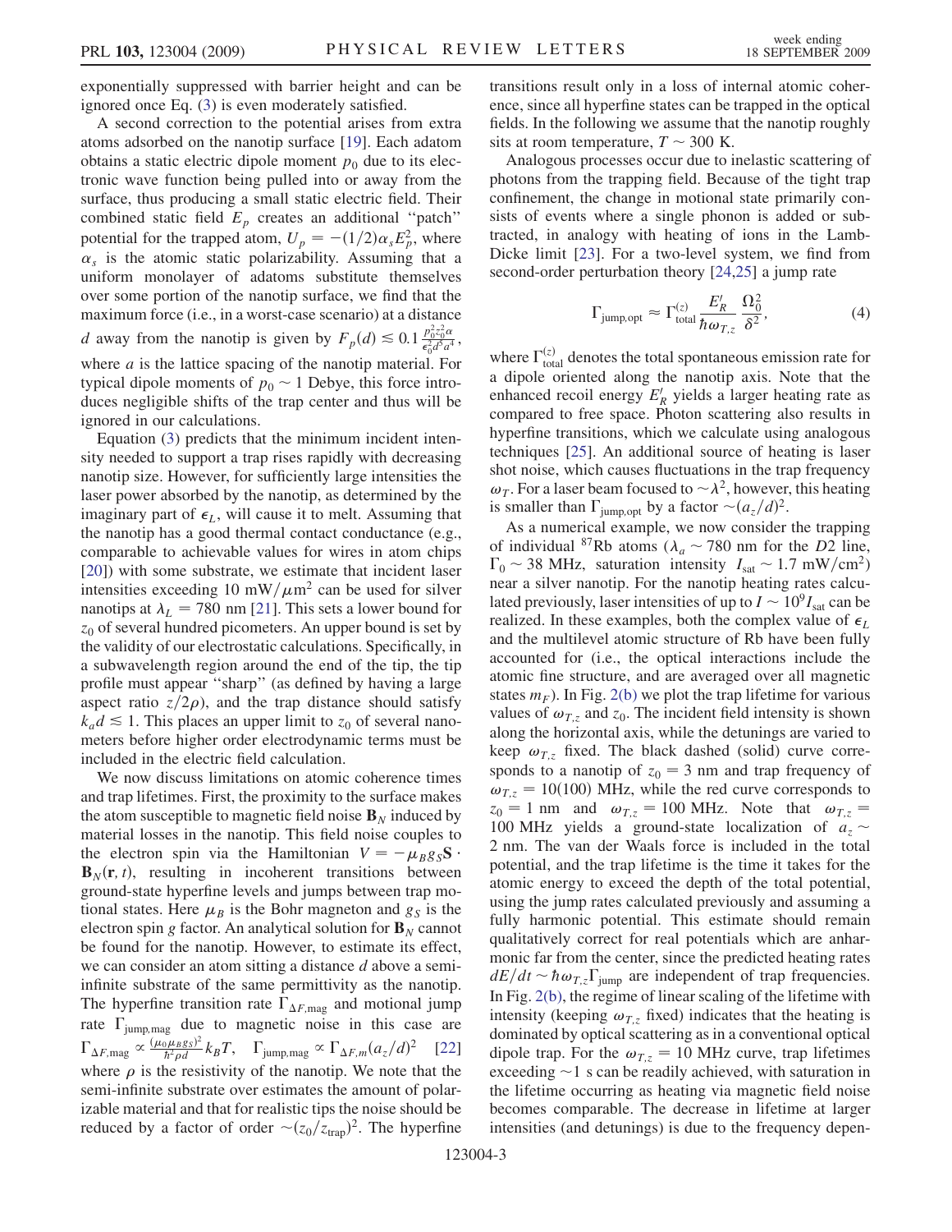exponentially suppressed with barrier height and can be ignored once Eq. (3) is even moderately satisfied.

A second correction to the potential arises from extra atoms adsorbed on the nanotip surface [19]. Each adatom obtains a static electric dipole moment $p_0$ due to its electronic wave function being pulled into or away from the surface, thus producing a small static electric field. Their combined static field $E_p$ creates an additional "patch" potential for the trapped atom, $U_p = -(1/2)\alpha_s E_p^2$, where $\alpha_s$ is the atomic static polarizability. Assuming that a uniform monolayer of adatoms substitute themselves over some portion of the nanotip surface, we find that the maximum force (i.e., in a worst-case scenario) at a distance $d$ away from the nanotip is given by $F_p(d) \lesssim 0.1 \frac{p_0^2 z_0^2 \alpha}{\epsilon_0^2 d^5 a^4}$, where $a$ is the lattice spacing of the nanotip material. For typical dipole moments of $p_0 \sim 1$ Debye, this force introduces negligible shifts of the trap center and thus will be ignored in our calculations.

Equation (3) predicts that the minimum incident intensity needed to support a trap rises rapidly with decreasing nanotip size. However, for sufficiently large intensities the laser power absorbed by the nanotip, as determined by the imaginary part of $\epsilon_L$, will cause it to melt. Assuming that the nanotip has a good thermal contact conductance (e.g., comparable to achievable values for wires in atom chips [20]) with some substrate, we estimate that incident laser intensities exceeding 10 mW/$\mu$m$^2$ can be used for silver nanotips at $\lambda_L = 780$ nm [21]. This sets a lower bound for $z_0$ of several hundred picometers. An upper bound is set by the validity of our electrostatic calculations. Specifically, in a subwavelength region around the end of the tip, the tip profile must appear "sharp" (as defined by having a large aspect ratio $z/2\rho$), and the trap distance should satisfy $k_a d \lesssim 1$. This places an upper limit to $z_0$ of several nanometers before higher order electrodynamic terms must be included in the electric field calculation.

We now discuss limitations on atomic coherence times and trap lifetimes. First, the proximity to the surface makes the atom susceptible to magnetic field noise $\mathbf{B}_N$ induced by material losses in the nanotip. This field noise couples to the electron spin via the Hamiltonian $V = -\mu_B g_S \mathbf{S} \cdot \mathbf{B}_N(\mathbf{r}, t)$, resulting in incoherent transitions between ground-state hyperfine levels and jumps between trap motional states. Here $\mu_B$ is the Bohr magneton and $g_S$ is the electron spin $g$ factor. An analytical solution for $\mathbf{B}_N$ cannot be found for the nanotip. However, to estimate its effect, we can consider an atom sitting a distance $d$ above a semi-infinite substrate of the same permittivity as the nanotip. The hyperfine transition rate $\Gamma_{\Delta F,\text{mag}}$ and motional jump rate $\Gamma_{\text{jump,mag}}$ due to magnetic noise in this case are $\Gamma_{\Delta F,\text{mag}} \propto \frac{(\mu_0 \mu_B g_S)^2}{\hbar^2 \rho d} k_B T$, $\quad \Gamma_{\text{jump,mag}} \propto \Gamma_{\Delta F,m}(a_z/d)^2$ [22] where $\rho$ is the resistivity of the nanotip. We note that the semi-infinite substrate over estimates the amount of polarizable material and that for realistic tips the noise should be reduced by a factor of order $\sim(z_0/z_{\text{trap}})^2$. The hyperfine transitions result only in a loss of internal atomic coherence, since all hyperfine states can be trapped in the optical fields. In the following we assume that the nanotip roughly sits at room temperature, $T \sim 300$ K.

Analogous processes occur due to inelastic scattering of photons from the trapping field. Because of the tight trap confinement, the change in motional state primarily consists of events where a single phonon is added or subtracted, in analogy with heating of ions in the Lamb-Dicke limit [23]. For a two-level system, we find from second-order perturbation theory [24,25] a jump rate

$$\Gamma_{\text{jump,opt}} \approx \Gamma_{\text{total}}^{(z)} \frac{E_R'}{\hbar \omega_{T,z}} \frac{\Omega_0^2}{\delta^2}, \tag{4}$$

where $\Gamma_{\text{total}}^{(z)}$ denotes the total spontaneous emission rate for a dipole oriented along the nanotip axis. Note that the enhanced recoil energy $E_R'$ yields a larger heating rate as compared to free space. Photon scattering also results in hyperfine transitions, which we calculate using analogous techniques [25]. An additional source of heating is laser shot noise, which causes fluctuations in the trap frequency $\omega_T$. For a laser beam focused to $\sim\lambda^2$, however, this heating is smaller than $\Gamma_{\text{jump,opt}}$ by a factor $\sim(a_z/d)^2$.

As a numerical example, we now consider the trapping of individual $^{87}$Rb atoms ($\lambda_a \sim 780$ nm for the $D2$ line, $\Gamma_0 \sim 38$ MHz, saturation intensity $I_{\text{sat}} \sim 1.7$ mW/cm$^2$) near a silver nanotip. For the nanotip heating rates calculated previously, laser intensities of up to $I \sim 10^9 I_{\text{sat}}$ can be realized. In these examples, both the complex value of $\epsilon_L$ and the multilevel atomic structure of Rb have been fully accounted for (i.e., the optical interactions include the atomic fine structure, and are averaged over all magnetic states $m_F$). In Fig. 2(b) we plot the trap lifetime for various values of $\omega_{T,z}$ and $z_0$. The incident field intensity is shown along the horizontal axis, while the detunings are varied to keep $\omega_{T,z}$ fixed. The black dashed (solid) curve corresponds to a nanotip of $z_0 = 3$ nm and trap frequency of $\omega_{T,z} = 10(100)$ MHz, while the red curve corresponds to $z_0 = 1$ nm and $\omega_{T,z} = 100$ MHz. Note that $\omega_{T,z} = 100$ MHz yields a ground-state localization of $a_z \sim 2$ nm. The van der Waals force is included in the total potential, and the trap lifetime is the time it takes for the atomic energy to exceed the depth of the total potential, using the jump rates calculated previously and assuming a fully harmonic potential. This estimate should remain qualitatively correct for real potentials which are anharmonic far from the center, since the predicted heating rates $dE/dt \sim \hbar \omega_{T,z} \Gamma_{\text{jump}}$ are independent of trap frequencies. In Fig. 2(b), the regime of linear scaling of the lifetime with intensity (keeping $\omega_{T,z}$ fixed) indicates that the heating is dominated by optical scattering as in a conventional optical dipole trap. For the $\omega_{T,z} = 10$ MHz curve, trap lifetimes exceeding $\sim$1 s can be readily achieved, with saturation in the lifetime occurring as heating via magnetic field noise becomes comparable. The decrease in lifetime at larger intensities (and detunings) is due to the frequency depen-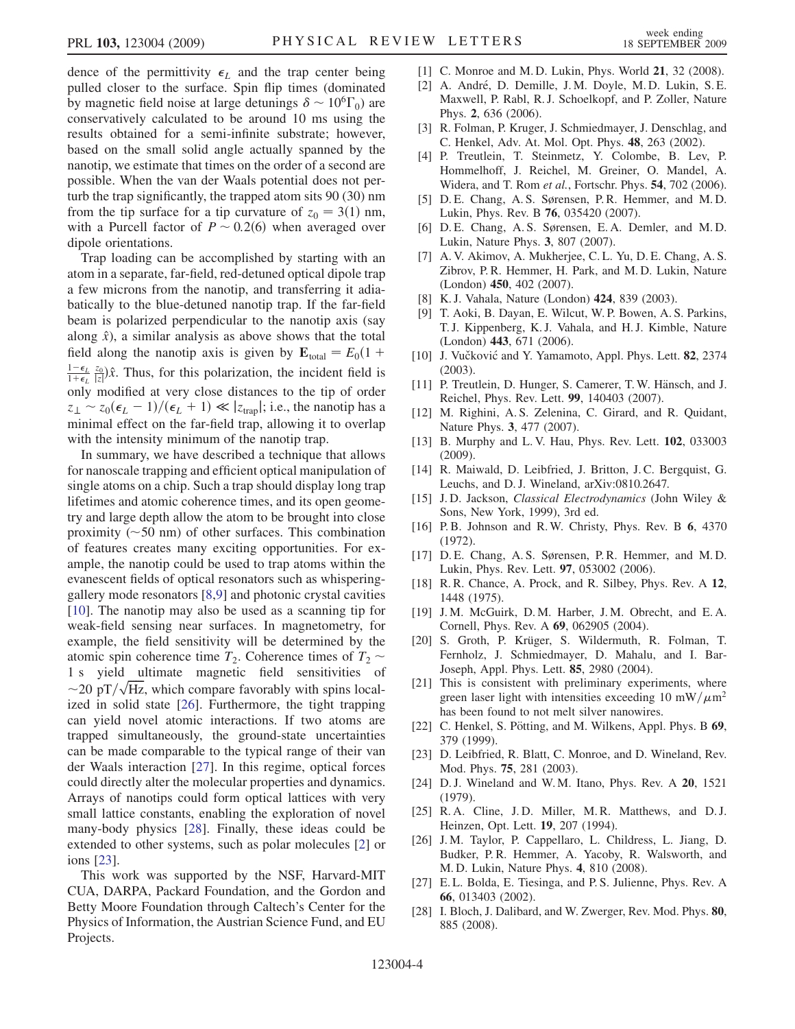dence of the permittivity $\epsilon_L$ and the trap center being pulled closer to the surface. Spin flip times (dominated by magnetic field noise at large detunings $\delta \sim 10^6\Gamma_0$) are conservatively calculated to be around 10 ms using the results obtained for a semi-infinite substrate; however, based on the small solid angle actually spanned by the nanotip, we estimate that times on the order of a second are possible. When the van der Waals potential does not perturb the trap significantly, the trapped atom sits 90 (30) nm from the tip surface for a tip curvature of $z_0 = 3(1)$ nm, with a Purcell factor of $P \sim 0.2(6)$ when averaged over dipole orientations.

Trap loading can be accomplished by starting with an atom in a separate, far-field, red-detuned optical dipole trap a few microns from the nanotip, and transferring it adiabatically to the blue-detuned nanotip trap. If the far-field beam is polarized perpendicular to the nanotip axis (say along $\hat{x}$), a similar analysis as above shows that the total field along the nanotip axis is given by $\mathbf{E}_{\text{total}} = E_0(1 + \frac{1-\epsilon_L}{1+\epsilon_L}\frac{z_0}{|z|})\hat{x}$. Thus, for this polarization, the incident field is only modified at very close distances to the tip of order $z_\perp \sim z_0(\epsilon_L - 1)/(\epsilon_L + 1) \ll |z_{\text{trap}}|$; i.e., the nanotip has a minimal effect on the far-field trap, allowing it to overlap with the intensity minimum of the nanotip trap.

In summary, we have described a technique that allows for nanoscale trapping and efficient optical manipulation of single atoms on a chip. Such a trap should display long trap lifetimes and atomic coherence times, and its open geometry and large depth allow the atom to be brought into close proximity ($\sim$50 nm) of other surfaces. This combination of features creates many exciting opportunities. For example, the nanotip could be used to trap atoms within the evanescent fields of optical resonators such as whispering-gallery mode resonators [8,9] and photonic crystal cavities [10]. The nanotip may also be used as a scanning tip for weak-field sensing near surfaces. In magnetometry, for example, the field sensitivity will be determined by the atomic spin coherence time $T_2$. Coherence times of $T_2 \sim$ 1 s yield ultimate magnetic field sensitivities of $\sim 20$ pT/$\sqrt{\text{Hz}}$, which compare favorably with spins localized in solid state [26]. Furthermore, the tight trapping can yield novel atomic interactions. If two atoms are trapped simultaneously, the ground-state uncertainties can be made comparable to the typical range of their van der Waals interaction [27]. In this regime, optical forces could directly alter the molecular properties and dynamics. Arrays of nanotips could form optical lattices with very small lattice constants, enabling the exploration of novel many-body physics [28]. Finally, these ideas could be extended to other systems, such as polar molecules [2] or ions [23].

This work was supported by the NSF, Harvard-MIT CUA, DARPA, Packard Foundation, and the Gordon and Betty Moore Foundation through Caltech's Center for the Physics of Information, the Austrian Science Fund, and EU Projects.

[1] C. Monroe and M. D. Lukin, Phys. World **21**, 32 (2008).
[2] A. André, D. Demille, J. M. Doyle, M. D. Lukin, S. E. Maxwell, P. Rabl, R. J. Schoelkopf, and P. Zoller, Nature Phys. **2**, 636 (2006).
[3] R. Folman, P. Kruger, J. Schmiedmayer, J. Denschlag, and C. Henkel, Adv. At. Mol. Opt. Phys. **48**, 263 (2002).
[4] P. Treutlein, T. Steinmetz, Y. Colombe, B. Lev, P. Hommelhoff, J. Reichel, M. Greiner, O. Mandel, A. Widera, and T. Rom *et al.*, Fortschr. Phys. **54**, 702 (2006).
[5] D. E. Chang, A. S. Sørensen, P. R. Hemmer, and M. D. Lukin, Phys. Rev. B **76**, 035420 (2007).
[6] D. E. Chang, A. S. Sørensen, E. A. Demler, and M. D. Lukin, Nature Phys. **3**, 807 (2007).
[7] A. V. Akimov, A. Mukherjee, C. L. Yu, D. E. Chang, A. S. Zibrov, P. R. Hemmer, H. Park, and M. D. Lukin, Nature (London) **450**, 402 (2007).
[8] K. J. Vahala, Nature (London) **424**, 839 (2003).
[9] T. Aoki, B. Dayan, E. Wilcut, W. P. Bowen, A. S. Parkins, T. J. Kippenberg, K. J. Vahala, and H. J. Kimble, Nature (London) **443**, 671 (2006).
[10] J. Vučković and Y. Yamamoto, Appl. Phys. Lett. **82**, 2374 (2003).
[11] P. Treutlein, D. Hunger, S. Camerer, T. W. Hänsch, and J. Reichel, Phys. Rev. Lett. **99**, 140403 (2007).
[12] M. Righini, A. S. Zelenina, C. Girard, and R. Quidant, Nature Phys. **3**, 477 (2007).
[13] B. Murphy and L. V. Hau, Phys. Rev. Lett. **102**, 033003 (2009).
[14] R. Maiwald, D. Leibfried, J. Britton, J. C. Bergquist, G. Leuchs, and D. J. Wineland, arXiv:0810.2647.
[15] J. D. Jackson, *Classical Electrodynamics* (John Wiley & Sons, New York, 1999), 3rd ed.
[16] P. B. Johnson and R. W. Christy, Phys. Rev. B **6**, 4370 (1972).
[17] D. E. Chang, A. S. Sørensen, P. R. Hemmer, and M. D. Lukin, Phys. Rev. Lett. **97**, 053002 (2006).
[18] R. R. Chance, A. Prock, and R. Silbey, Phys. Rev. A **12**, 1448 (1975).
[19] J. M. McGuirk, D. M. Harber, J. M. Obrecht, and E. A. Cornell, Phys. Rev. A **69**, 062905 (2004).
[20] S. Groth, P. Krüger, S. Wildermuth, R. Folman, T. Fernholz, J. Schmiedmayer, D. Mahalu, and I. Bar-Joseph, Appl. Phys. Lett. **85**, 2980 (2004).
[21] This is consistent with preliminary experiments, where green laser light with intensities exceeding 10 mW/$\mu$m$^2$ has been found to not melt silver nanowires.
[22] C. Henkel, S. Pötting, and M. Wilkens, Appl. Phys. B **69**, 379 (1999).
[23] D. Leibfried, R. Blatt, C. Monroe, and D. Wineland, Rev. Mod. Phys. **75**, 281 (2003).
[24] D. J. Wineland and W. M. Itano, Phys. Rev. A **20**, 1521 (1979).
[25] R. A. Cline, J. D. Miller, M. R. Matthews, and D. J. Heinzen, Opt. Lett. **19**, 207 (1994).
[26] J. M. Taylor, P. Cappellaro, L. Childress, L. Jiang, D. Budker, P. R. Hemmer, A. Yacoby, R. Walsworth, and M. D. Lukin, Nature Phys. **4**, 810 (2008).
[27] E. L. Bolda, E. Tiesinga, and P. S. Julienne, Phys. Rev. A **66**, 013403 (2002).
[28] I. Bloch, J. Dalibard, and W. Zwerger, Rev. Mod. Phys. **80**, 885 (2008).